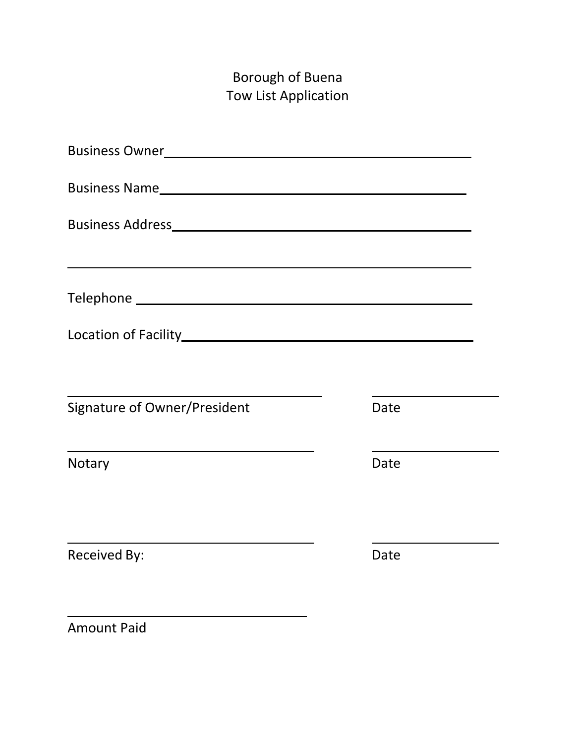# Borough of Buena
## Tow List Application

Business Owner\_\_\_\_\_\_\_\_\_\_\_\_\_\_\_\_\_\_\_\_\_\_\_\_\_\_\_\_\_\_\_\_\_\_\_\_\_\_\_\_

Business Name\_\_\_\_\_\_\_\_\_\_\_\_\_\_\_\_\_\_\_\_\_\_\_\_\_\_\_\_\_\_\_\_\_\_\_\_\_\_\_\_

Business Address\_\_\_\_\_\_\_\_\_\_\_\_\_\_\_\_\_\_\_\_\_\_\_\_\_\_\_\_\_\_\_\_\_\_\_\_\_\_

\_\_\_\_\_\_\_\_\_\_\_\_\_\_\_\_\_\_\_\_\_\_\_\_\_\_\_\_\_\_\_\_\_\_\_\_\_\_\_\_\_\_\_\_\_\_\_\_\_\_

Telephone \_\_\_\_\_\_\_\_\_\_\_\_\_\_\_\_\_\_\_\_\_\_\_\_\_\_\_\_\_\_\_\_\_\_\_\_\_\_\_\_\_\_

Location of Facility\_\_\_\_\_\_\_\_\_\_\_\_\_\_\_\_\_\_\_\_\_\_\_\_\_\_\_\_\_\_\_\_\_\_\_\_

\_\_\_\_\_\_\_\_\_\_\_\_\_\_\_\_\_\_\_\_\_\_\_\_\_\_\_\_\_\_\_\_ \_\_\_\_\_\_\_\_\_\_\_\_\_\_\_\_
Signature of Owner/President Date

\_\_\_\_\_\_\_\_\_\_\_\_\_\_\_\_\_\_\_\_\_\_\_\_\_\_\_\_\_\_\_\_ \_\_\_\_\_\_\_\_\_\_\_\_\_\_\_\_
Notary Date

\_\_\_\_\_\_\_\_\_\_\_\_\_\_\_\_\_\_\_\_\_\_\_\_\_\_\_\_\_\_\_\_ \_\_\_\_\_\_\_\_\_\_\_\_\_\_\_\_
Received By: Date

\_\_\_\_\_\_\_\_\_\_\_\_\_\_\_\_\_\_\_\_\_\_\_\_\_\_\_\_\_\_\_\_
Amount Paid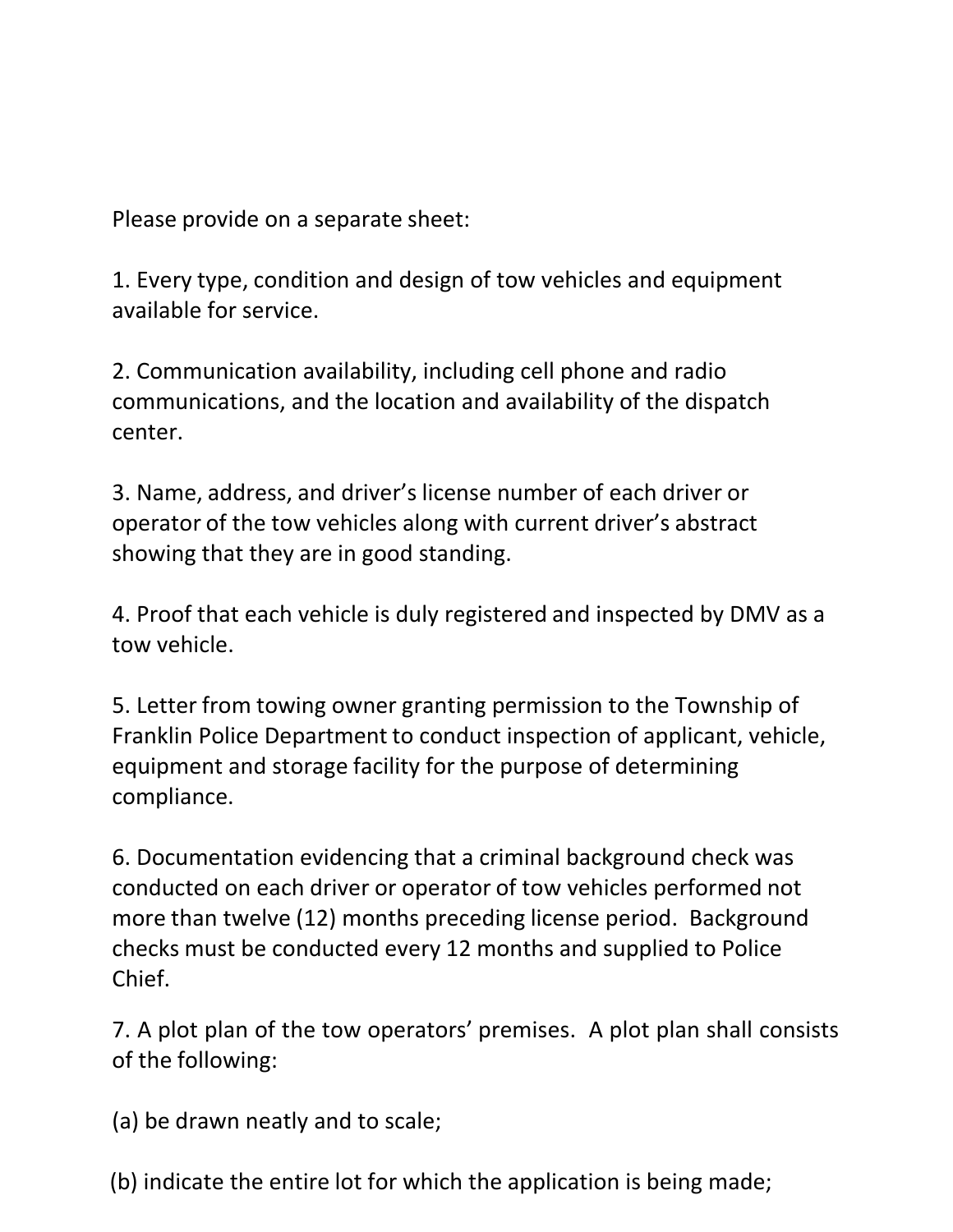Please provide on a separate sheet:

1. Every type, condition and design of tow vehicles and equipment available for service.

2. Communication availability, including cell phone and radio communications, and the location and availability of the dispatch center.

3. Name, address, and driver's license number of each driver or operator of the tow vehicles along with current driver's abstract showing that they are in good standing.

4. Proof that each vehicle is duly registered and inspected by DMV as a tow vehicle.

5. Letter from towing owner granting permission to the Township of Franklin Police Department to conduct inspection of applicant, vehicle, equipment and storage facility for the purpose of determining compliance.

6. Documentation evidencing that a criminal background check was conducted on each driver or operator of tow vehicles performed not more than twelve (12) months preceding license period. Background checks must be conducted every 12 months and supplied to Police Chief.

7. A plot plan of the tow operators' premises. A plot plan shall consists of the following:

(a) be drawn neatly and to scale;

(b) indicate the entire lot for which the application is being made;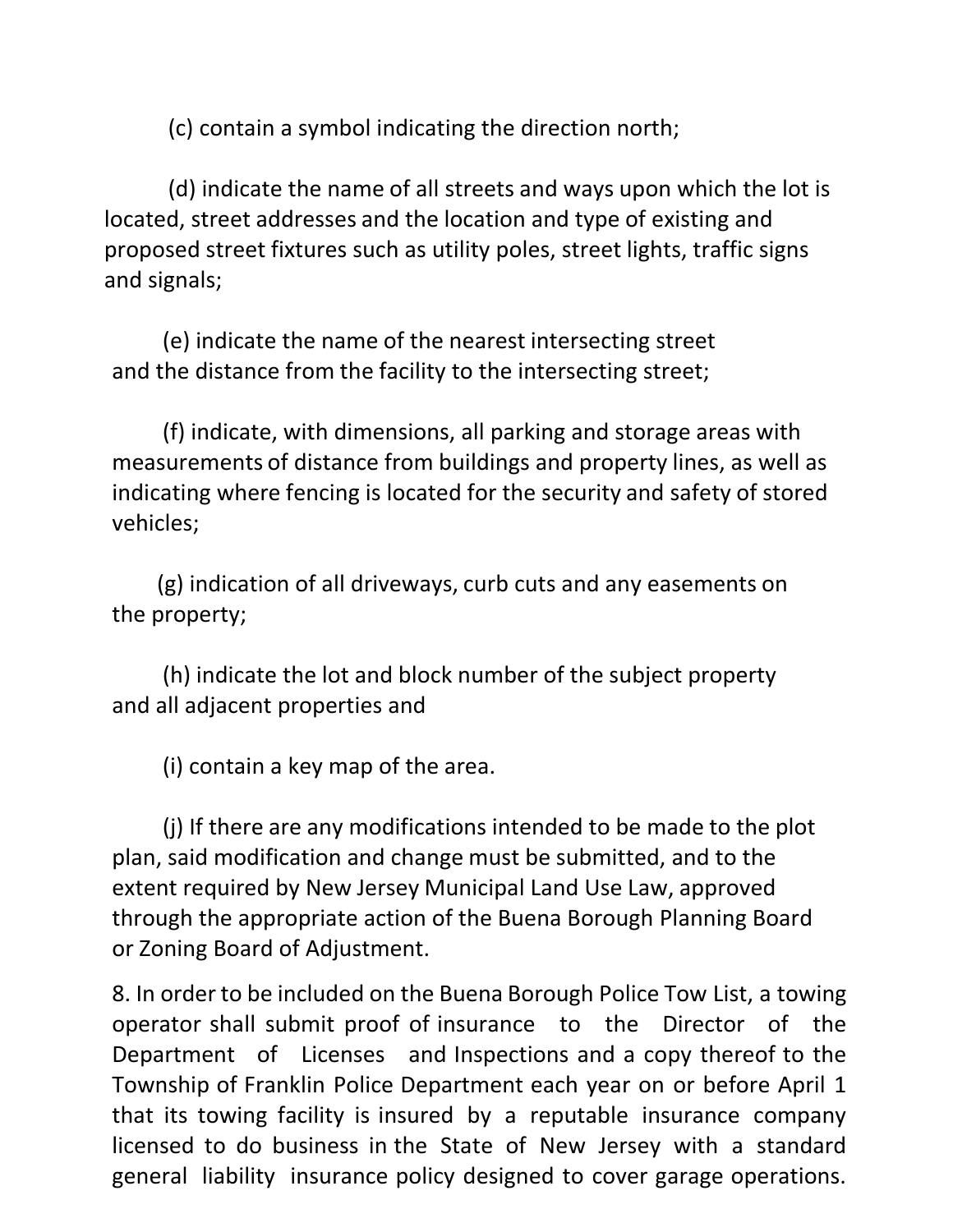(c) contain a symbol indicating the direction north;

(d) indicate the name of all streets and ways upon which the lot is located, street addresses and the location and type of existing and proposed street fixtures such as utility poles, street lights, traffic signs and signals;

(e) indicate the name of the nearest intersecting street and the distance from the facility to the intersecting street;

(f) indicate, with dimensions, all parking and storage areas with measurements of distance from buildings and property lines, as well as indicating where fencing is located for the security and safety of stored vehicles;

(g) indication of all driveways, curb cuts and any easements on the property;

(h) indicate the lot and block number of the subject property and all adjacent properties and

(i) contain a key map of the area.

(j) If there are any modifications intended to be made to the plot plan, said modification and change must be submitted, and to the extent required by New Jersey Municipal Land Use Law, approved through the appropriate action of the Buena Borough Planning Board or Zoning Board of Adjustment.

8. In order to be included on the Buena Borough Police Tow List, a towing operator shall submit proof of insurance to the Director of the Department of Licenses and Inspections and a copy thereof to the Township of Franklin Police Department each year on or before April 1 that its towing facility is insured by a reputable insurance company licensed to do business in the State of New Jersey with a standard general liability insurance policy designed to cover garage operations.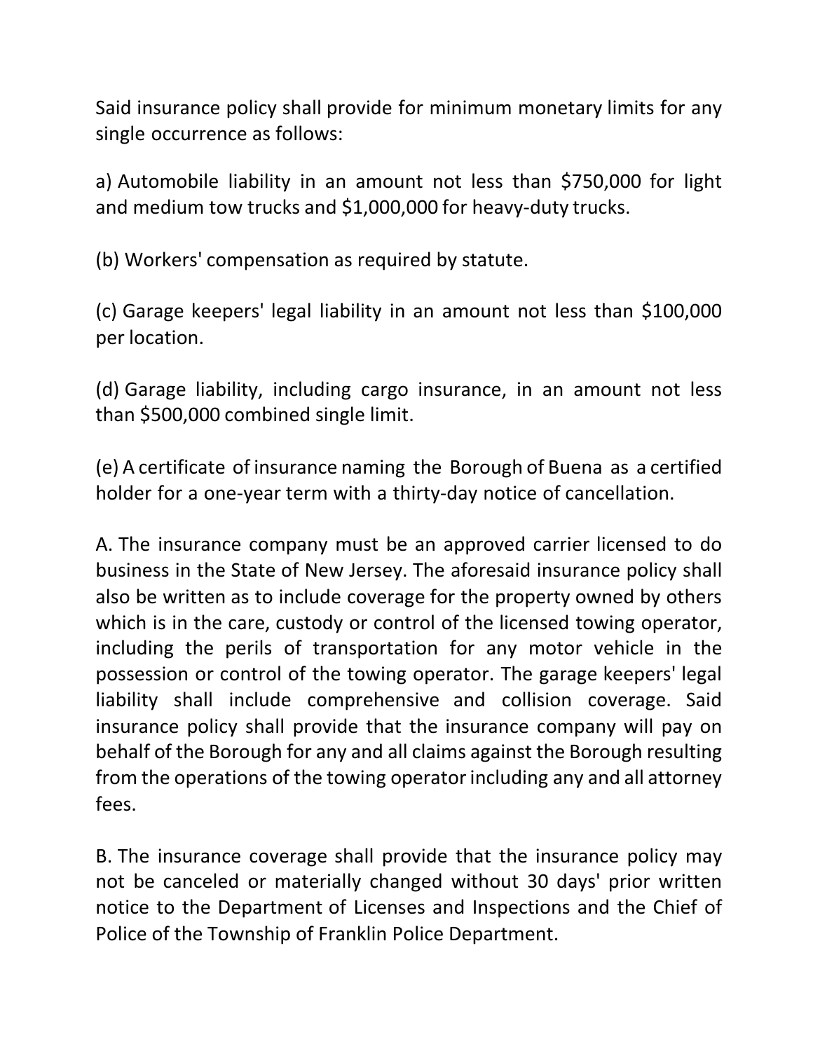Said insurance policy shall provide for minimum monetary limits for any single occurrence as follows:

a) Automobile liability in an amount not less than $750,000 for light and medium tow trucks and $1,000,000 for heavy-duty trucks.

(b) Workers' compensation as required by statute.

(c) Garage keepers' legal liability in an amount not less than $100,000 per location.

(d) Garage liability, including cargo insurance, in an amount not less than $500,000 combined single limit.

(e) A certificate of insurance naming the Borough of Buena as a certified holder for a one-year term with a thirty-day notice of cancellation.

A. The insurance company must be an approved carrier licensed to do business in the State of New Jersey. The aforesaid insurance policy shall also be written as to include coverage for the property owned by others which is in the care, custody or control of the licensed towing operator, including the perils of transportation for any motor vehicle in the possession or control of the towing operator. The garage keepers' legal liability shall include comprehensive and collision coverage. Said insurance policy shall provide that the insurance company will pay on behalf of the Borough for any and all claims against the Borough resulting from the operations of the towing operator including any and all attorney fees.

B. The insurance coverage shall provide that the insurance policy may not be canceled or materially changed without 30 days' prior written notice to the Department of Licenses and Inspections and the Chief of Police of the Township of Franklin Police Department.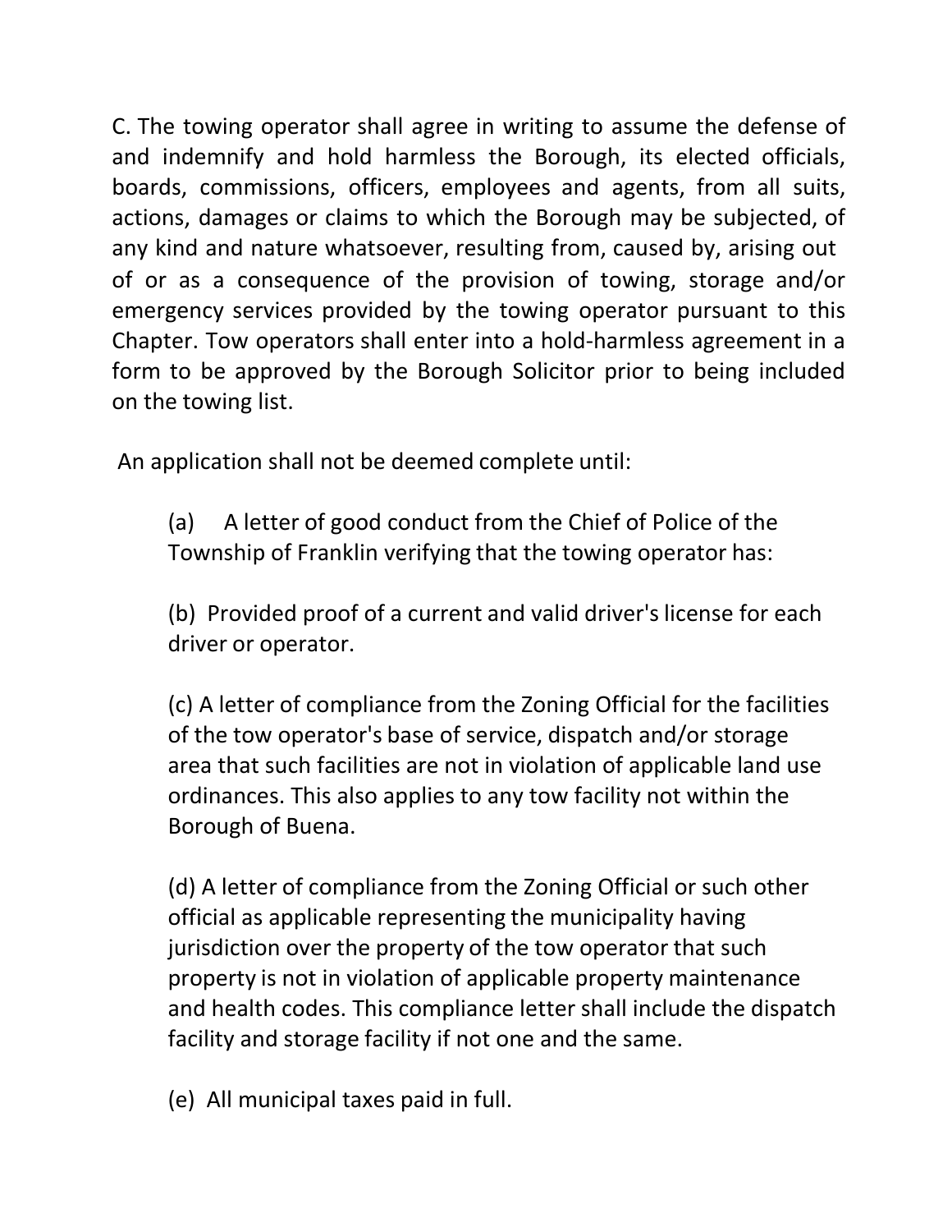C. The towing operator shall agree in writing to assume the defense of and indemnify and hold harmless the Borough, its elected officials, boards, commissions, officers, employees and agents, from all suits, actions, damages or claims to which the Borough may be subjected, of any kind and nature whatsoever, resulting from, caused by, arising out of or as a consequence of the provision of towing, storage and/or emergency services provided by the towing operator pursuant to this Chapter. Tow operators shall enter into a hold-harmless agreement in a form to be approved by the Borough Solicitor prior to being included on the towing list.

An application shall not be deemed complete until:

(a) A letter of good conduct from the Chief of Police of the Township of Franklin verifying that the towing operator has:

(b) Provided proof of a current and valid driver's license for each driver or operator.

(c) A letter of compliance from the Zoning Official for the facilities of the tow operator's base of service, dispatch and/or storage area that such facilities are not in violation of applicable land use ordinances. This also applies to any tow facility not within the Borough of Buena.

(d) A letter of compliance from the Zoning Official or such other official as applicable representing the municipality having jurisdiction over the property of the tow operator that such property is not in violation of applicable property maintenance and health codes. This compliance letter shall include the dispatch facility and storage facility if not one and the same.

(e) All municipal taxes paid in full.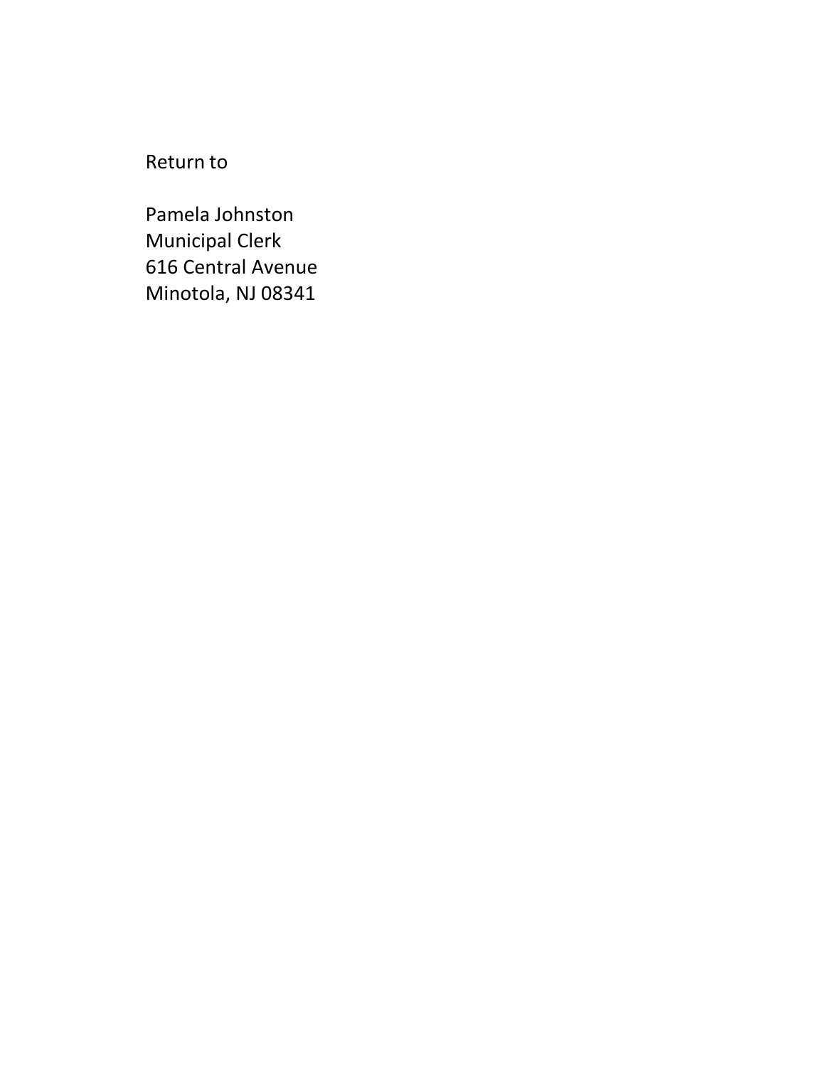Return to

Pamela Johnston
Municipal Clerk
616 Central Avenue
Minotola, NJ 08341